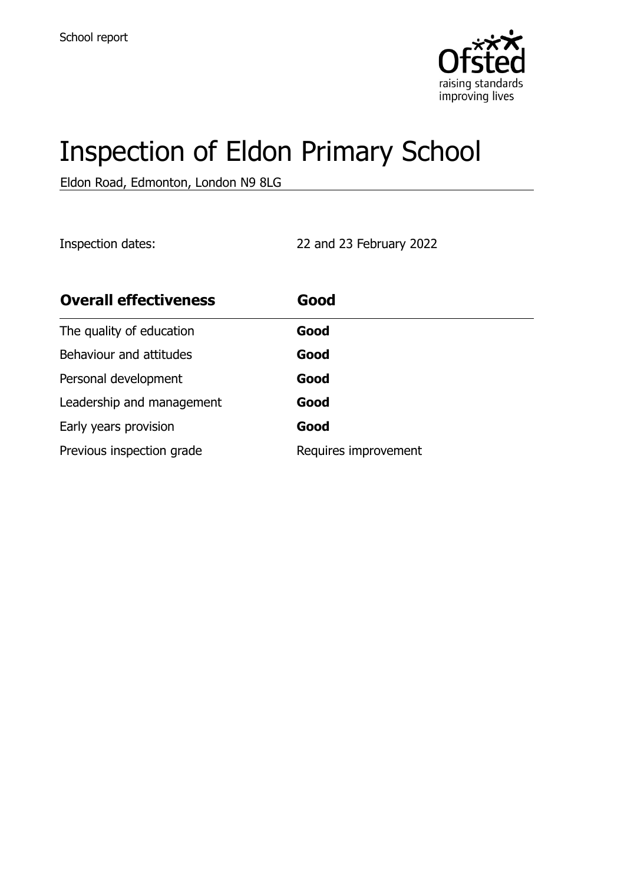School report

# Inspection of Eldon Primary School

Eldon Road, Edmonton, London N9 8LG

Inspection dates: 22 and 23 February 2022

| **Overall effectiveness** | **Good** |
| --- | --- |
| The quality of education | **Good** |
| Behaviour and attitudes | **Good** |
| Personal development | **Good** |
| Leadership and management | **Good** |
| Early years provision | **Good** |
| Previous inspection grade | Requires improvement |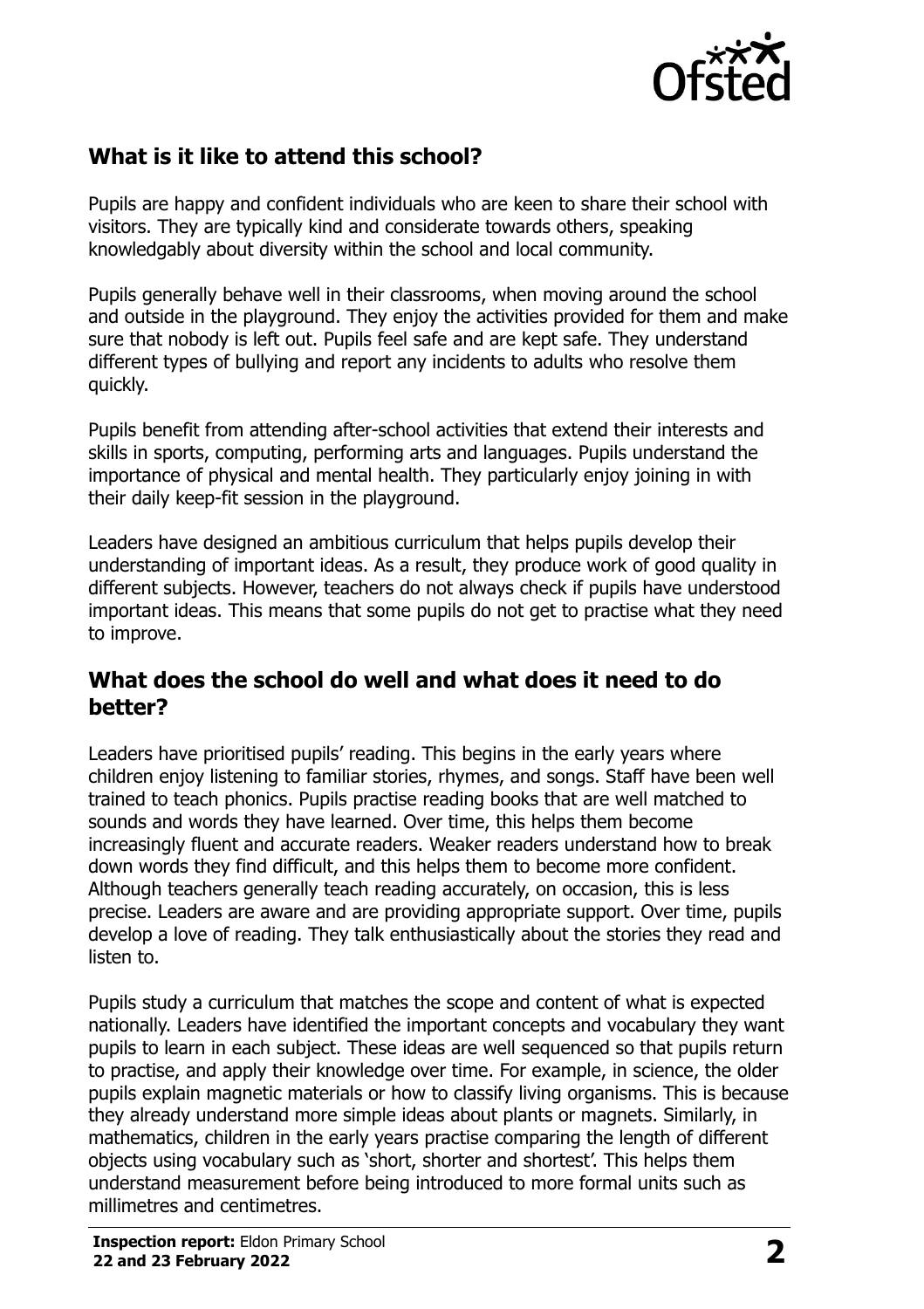## What is it like to attend this school?

Pupils are happy and confident individuals who are keen to share their school with visitors. They are typically kind and considerate towards others, speaking knowledgably about diversity within the school and local community.

Pupils generally behave well in their classrooms, when moving around the school and outside in the playground. They enjoy the activities provided for them and make sure that nobody is left out. Pupils feel safe and are kept safe. They understand different types of bullying and report any incidents to adults who resolve them quickly.

Pupils benefit from attending after-school activities that extend their interests and skills in sports, computing, performing arts and languages. Pupils understand the importance of physical and mental health. They particularly enjoy joining in with their daily keep-fit session in the playground.

Leaders have designed an ambitious curriculum that helps pupils develop their understanding of important ideas. As a result, they produce work of good quality in different subjects. However, teachers do not always check if pupils have understood important ideas. This means that some pupils do not get to practise what they need to improve.

## What does the school do well and what does it need to do better?

Leaders have prioritised pupils' reading. This begins in the early years where children enjoy listening to familiar stories, rhymes, and songs. Staff have been well trained to teach phonics. Pupils practise reading books that are well matched to sounds and words they have learned. Over time, this helps them become increasingly fluent and accurate readers. Weaker readers understand how to break down words they find difficult, and this helps them to become more confident. Although teachers generally teach reading accurately, on occasion, this is less precise. Leaders are aware and are providing appropriate support. Over time, pupils develop a love of reading. They talk enthusiastically about the stories they read and listen to.

Pupils study a curriculum that matches the scope and content of what is expected nationally. Leaders have identified the important concepts and vocabulary they want pupils to learn in each subject. These ideas are well sequenced so that pupils return to practise, and apply their knowledge over time. For example, in science, the older pupils explain magnetic materials or how to classify living organisms. This is because they already understand more simple ideas about plants or magnets. Similarly, in mathematics, children in the early years practise comparing the length of different objects using vocabulary such as 'short, shorter and shortest'. This helps them understand measurement before being introduced to more formal units such as millimetres and centimetres.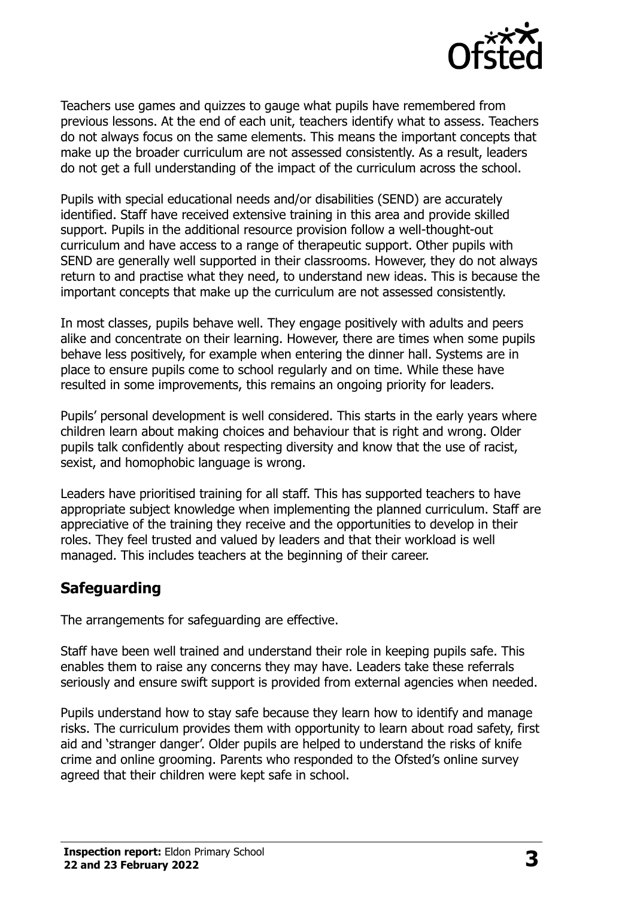Teachers use games and quizzes to gauge what pupils have remembered from previous lessons. At the end of each unit, teachers identify what to assess. Teachers do not always focus on the same elements. This means the important concepts that make up the broader curriculum are not assessed consistently. As a result, leaders do not get a full understanding of the impact of the curriculum across the school.

Pupils with special educational needs and/or disabilities (SEND) are accurately identified. Staff have received extensive training in this area and provide skilled support. Pupils in the additional resource provision follow a well-thought-out curriculum and have access to a range of therapeutic support. Other pupils with SEND are generally well supported in their classrooms. However, they do not always return to and practise what they need, to understand new ideas. This is because the important concepts that make up the curriculum are not assessed consistently.

In most classes, pupils behave well. They engage positively with adults and peers alike and concentrate on their learning. However, there are times when some pupils behave less positively, for example when entering the dinner hall. Systems are in place to ensure pupils come to school regularly and on time. While these have resulted in some improvements, this remains an ongoing priority for leaders.

Pupils' personal development is well considered. This starts in the early years where children learn about making choices and behaviour that is right and wrong. Older pupils talk confidently about respecting diversity and know that the use of racist, sexist, and homophobic language is wrong.

Leaders have prioritised training for all staff. This has supported teachers to have appropriate subject knowledge when implementing the planned curriculum. Staff are appreciative of the training they receive and the opportunities to develop in their roles. They feel trusted and valued by leaders and that their workload is well managed. This includes teachers at the beginning of their career.

## Safeguarding

The arrangements for safeguarding are effective.

Staff have been well trained and understand their role in keeping pupils safe. This enables them to raise any concerns they may have. Leaders take these referrals seriously and ensure swift support is provided from external agencies when needed.

Pupils understand how to stay safe because they learn how to identify and manage risks. The curriculum provides them with opportunity to learn about road safety, first aid and 'stranger danger'. Older pupils are helped to understand the risks of knife crime and online grooming. Parents who responded to the Ofsted's online survey agreed that their children were kept safe in school.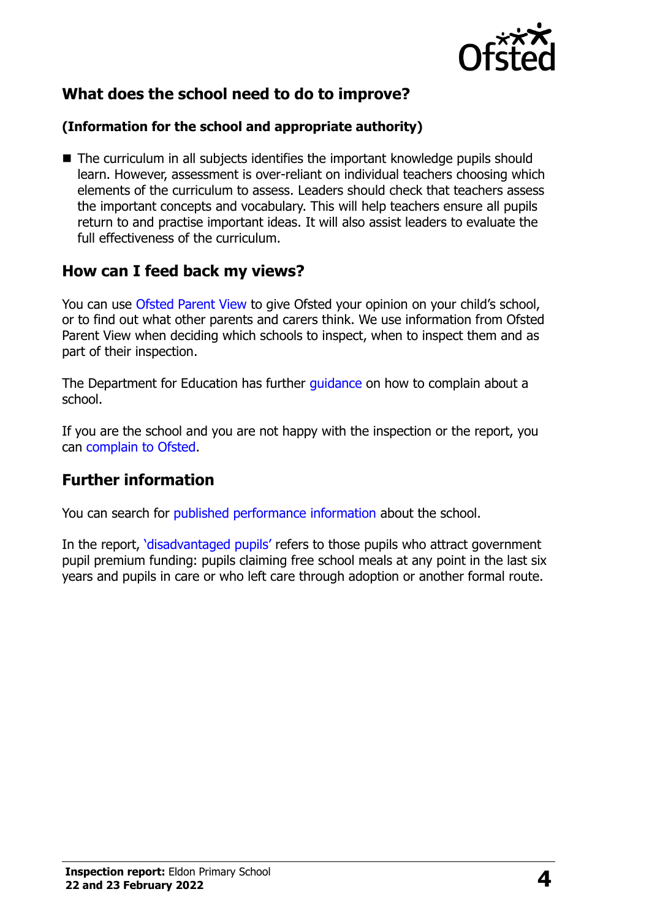## What does the school need to do to improve?

**(Information for the school and appropriate authority)**

- The curriculum in all subjects identifies the important knowledge pupils should learn. However, assessment is over-reliant on individual teachers choosing which elements of the curriculum to assess. Leaders should check that teachers assess the important concepts and vocabulary. This will help teachers ensure all pupils return to and practise important ideas. It will also assist leaders to evaluate the full effectiveness of the curriculum.

## How can I feed back my views?

You can use Ofsted Parent View to give Ofsted your opinion on your child's school, or to find out what other parents and carers think. We use information from Ofsted Parent View when deciding which schools to inspect, when to inspect them and as part of their inspection.

The Department for Education has further guidance on how to complain about a school.

If you are the school and you are not happy with the inspection or the report, you can complain to Ofsted.

## Further information

You can search for published performance information about the school.

In the report, 'disadvantaged pupils' refers to those pupils who attract government pupil premium funding: pupils claiming free school meals at any point in the last six years and pupils in care or who left care through adoption or another formal route.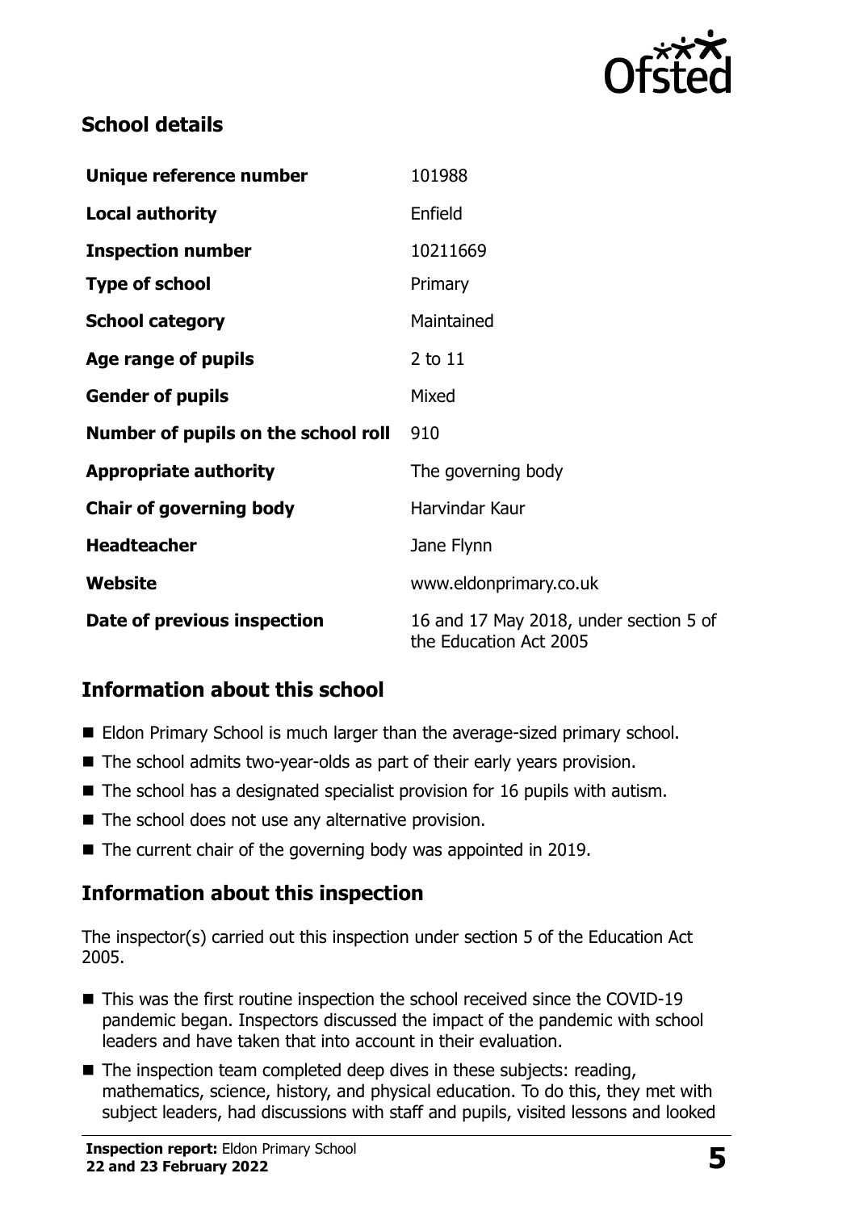## School details

| | |
|---|---|
| **Unique reference number** | 101988 |
| **Local authority** | Enfield |
| **Inspection number** | 10211669 |
| **Type of school** | Primary |
| **School category** | Maintained |
| **Age range of pupils** | 2 to 11 |
| **Gender of pupils** | Mixed |
| **Number of pupils on the school roll** | 910 |
| **Appropriate authority** | The governing body |
| **Chair of governing body** | Harvindar Kaur |
| **Headteacher** | Jane Flynn |
| **Website** | www.eldonprimary.co.uk |
| **Date of previous inspection** | 16 and 17 May 2018, under section 5 of the Education Act 2005 |

## Information about this school

- Eldon Primary School is much larger than the average-sized primary school.
- The school admits two-year-olds as part of their early years provision.
- The school has a designated specialist provision for 16 pupils with autism.
- The school does not use any alternative provision.
- The current chair of the governing body was appointed in 2019.

## Information about this inspection

The inspector(s) carried out this inspection under section 5 of the Education Act 2005.

- This was the first routine inspection the school received since the COVID-19 pandemic began. Inspectors discussed the impact of the pandemic with school leaders and have taken that into account in their evaluation.
- The inspection team completed deep dives in these subjects: reading, mathematics, science, history, and physical education. To do this, they met with subject leaders, had discussions with staff and pupils, visited lessons and looked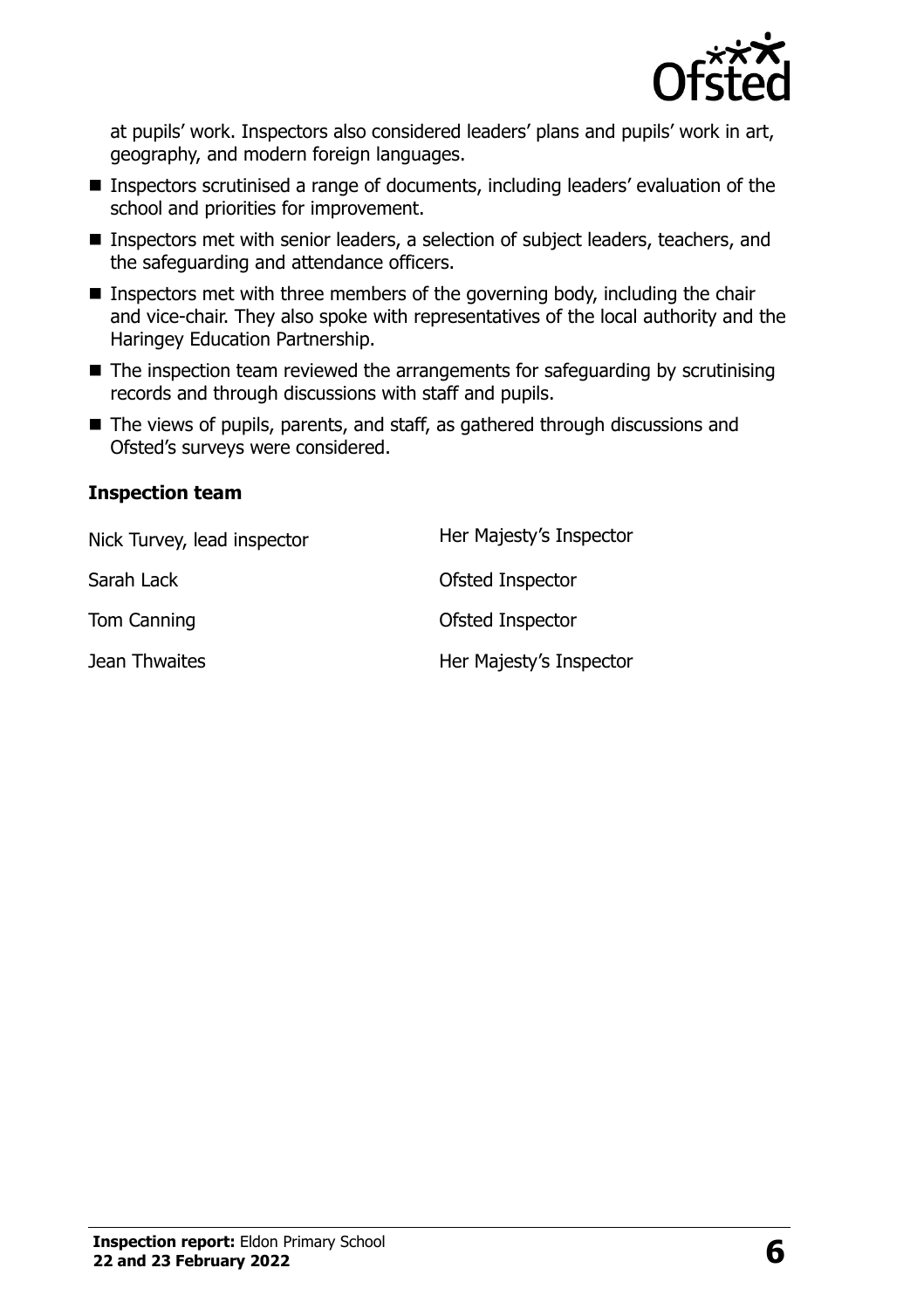at pupils' work. Inspectors also considered leaders' plans and pupils' work in art, geography, and modern foreign languages.

- Inspectors scrutinised a range of documents, including leaders' evaluation of the school and priorities for improvement.
- Inspectors met with senior leaders, a selection of subject leaders, teachers, and the safeguarding and attendance officers.
- Inspectors met with three members of the governing body, including the chair and vice-chair. They also spoke with representatives of the local authority and the Haringey Education Partnership.
- The inspection team reviewed the arrangements for safeguarding by scrutinising records and through discussions with staff and pupils.
- The views of pupils, parents, and staff, as gathered through discussions and Ofsted's surveys were considered.

### Inspection team

| | |
|---|---|
| Nick Turvey, lead inspector | Her Majesty's Inspector |
| Sarah Lack | Ofsted Inspector |
| Tom Canning | Ofsted Inspector |
| Jean Thwaites | Her Majesty's Inspector |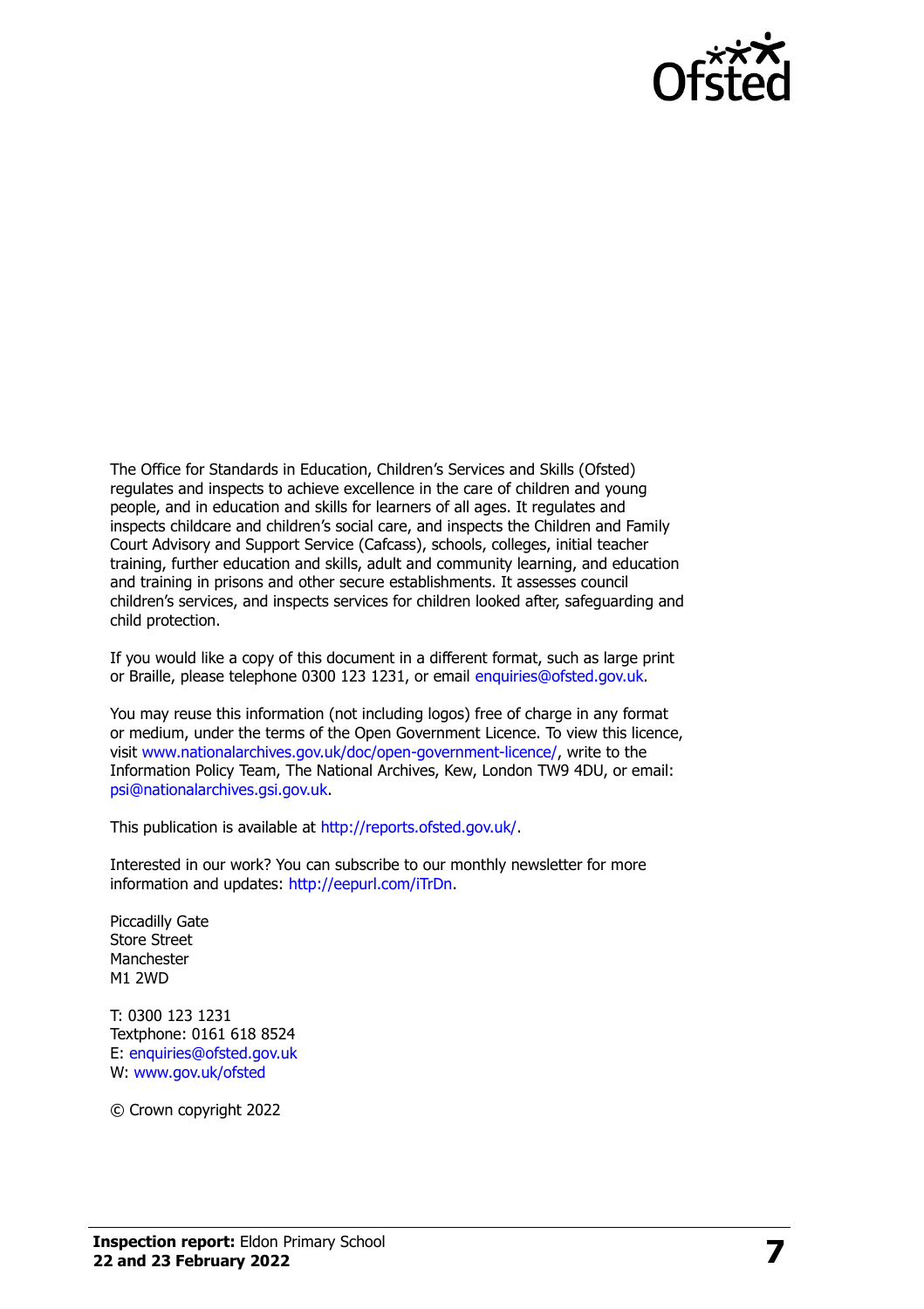The Office for Standards in Education, Children's Services and Skills (Ofsted) regulates and inspects to achieve excellence in the care of children and young people, and in education and skills for learners of all ages. It regulates and inspects childcare and children's social care, and inspects the Children and Family Court Advisory and Support Service (Cafcass), schools, colleges, initial teacher training, further education and skills, adult and community learning, and education and training in prisons and other secure establishments. It assesses council children's services, and inspects services for children looked after, safeguarding and child protection.

If you would like a copy of this document in a different format, such as large print or Braille, please telephone 0300 123 1231, or email enquiries@ofsted.gov.uk.

You may reuse this information (not including logos) free of charge in any format or medium, under the terms of the Open Government Licence. To view this licence, visit www.nationalarchives.gov.uk/doc/open-government-licence/, write to the Information Policy Team, The National Archives, Kew, London TW9 4DU, or email: psi@nationalarchives.gsi.gov.uk.

This publication is available at http://reports.ofsted.gov.uk/.

Interested in our work? You can subscribe to our monthly newsletter for more information and updates: http://eepurl.com/iTrDn.

Piccadilly Gate
Store Street
Manchester
M1 2WD

T: 0300 123 1231
Textphone: 0161 618 8524
E: enquiries@ofsted.gov.uk
W: www.gov.uk/ofsted

© Crown copyright 2022